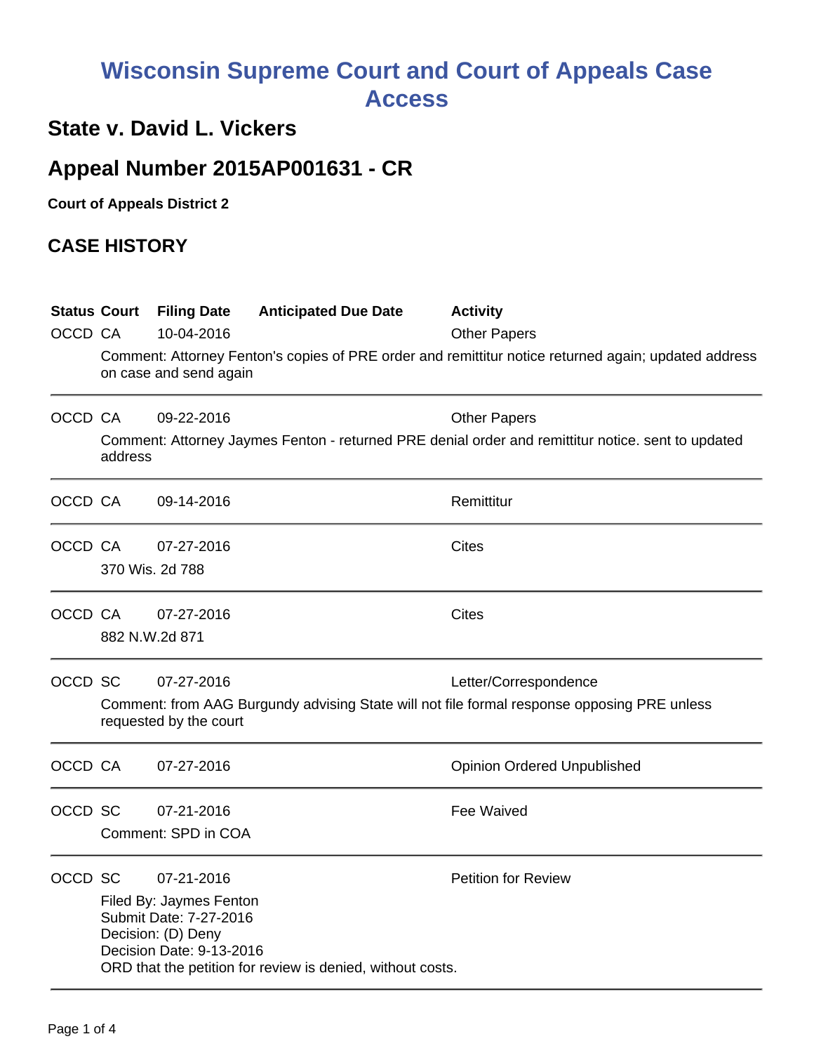# Wisconsin Supreme Court and Court of Appeals Case Access

## State v. David L. Vickers

## Appeal Number 2015AP001631 - CR

**Court of Appeals District 2**

## CASE HISTORY

| Status | Court | Filing Date | Anticipated Due Date | Activity |
|---|---|---|---|---|
| OCCD | CA | 10-04-2016 | | Other Papers |
| | Comment: Attorney Fenton's copies of PRE order and remittitur notice returned again; updated address on case and send again | | | |
| OCCD | CA | 09-22-2016 | | Other Papers |
| | Comment: Attorney Jaymes Fenton - returned PRE denial order and remittitur notice. sent to updated address | | | |
| OCCD | CA | 09-14-2016 | | Remittitur |
| OCCD | CA | 07-27-2016 | | Cites |
| | 370 Wis. 2d 788 | | | |
| OCCD | CA | 07-27-2016 | | Cites |
| | 882 N.W.2d 871 | | | |
| OCCD | SC | 07-27-2016 | | Letter/Correspondence |
| | Comment: from AAG Burgundy advising State will not file formal response opposing PRE unless requested by the court | | | |
| OCCD | CA | 07-27-2016 | | Opinion Ordered Unpublished |
| OCCD | SC | 07-21-2016 | | Fee Waived |
| | Comment: SPD in COA | | | |
| OCCD | SC | 07-21-2016 | | Petition for Review |
| | Filed By: Jaymes Fenton<br>Submit Date: 7-27-2016<br>Decision: (D) Deny<br>Decision Date: 9-13-2016<br>ORD that the petition for review is denied, without costs. | | | |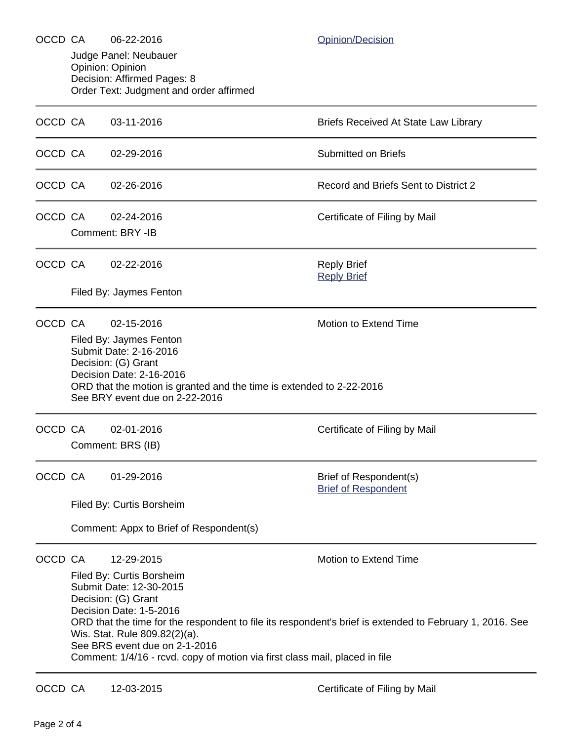OCCD CA 06-22-2016 Opinion/Decision

Judge Panel: Neubauer
Opinion: Opinion
Decision: Affirmed Pages: 8
Order Text: Judgment and order affirmed

---

OCCD CA 03-11-2016 Briefs Received At State Law Library

---

OCCD CA 02-29-2016 Submitted on Briefs

---

OCCD CA 02-26-2016 Record and Briefs Sent to District 2

---

OCCD CA 02-24-2016 Certificate of Filing by Mail

Comment: BRY -IB

---

OCCD CA 02-22-2016 Reply Brief
Reply Brief

Filed By: Jaymes Fenton

---

OCCD CA 02-15-2016 Motion to Extend Time

Filed By: Jaymes Fenton
Submit Date: 2-16-2016
Decision: (G) Grant
Decision Date: 2-16-2016
ORD that the motion is granted and the time is extended to 2-22-2016
See BRY event due on 2-22-2016

---

OCCD CA 02-01-2016 Certificate of Filing by Mail

Comment: BRS (IB)

---

OCCD CA 01-29-2016 Brief of Respondent(s)
Brief of Respondent

Filed By: Curtis Borsheim

Comment: Appx to Brief of Respondent(s)

---

OCCD CA 12-29-2015 Motion to Extend Time

Filed By: Curtis Borsheim
Submit Date: 12-30-2015
Decision: (G) Grant
Decision Date: 1-5-2016
ORD that the time for the respondent to file its respondent's brief is extended to February 1, 2016. See Wis. Stat. Rule 809.82(2)(a).
See BRS event due on 2-1-2016
Comment: 1/4/16 - rcvd. copy of motion via first class mail, placed in file

---

OCCD CA 12-03-2015 Certificate of Filing by Mail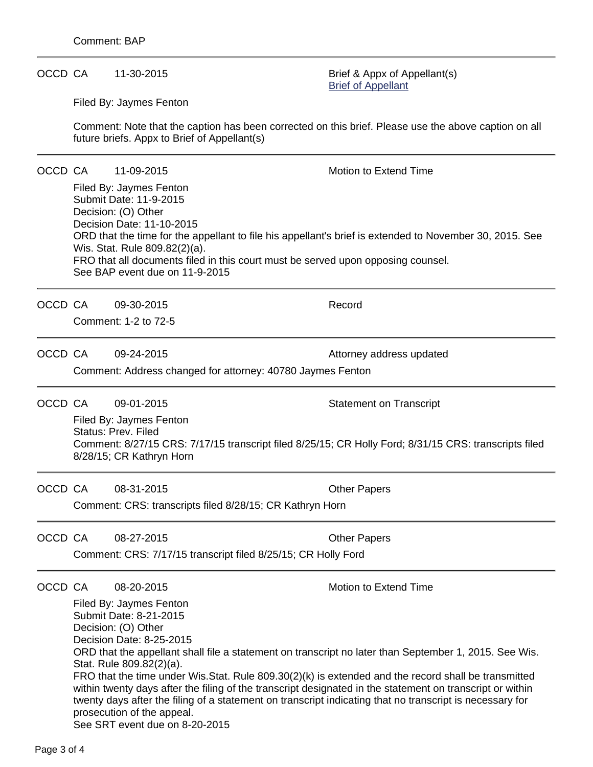Comment: BAP

---

OCCD CA 11-30-2015 Brief & Appx of Appellant(s)
[Brief of Appellant]

Filed By: Jaymes Fenton

Comment: Note that the caption has been corrected on this brief. Please use the above caption on all future briefs. Appx to Brief of Appellant(s)

---

OCCD CA 11-09-2015 Motion to Extend Time

Filed By: Jaymes Fenton
Submit Date: 11-9-2015
Decision: (O) Other
Decision Date: 11-10-2015
ORD that the time for the appellant to file his appellant's brief is extended to November 30, 2015. See Wis. Stat. Rule 809.82(2)(a).
FRO that all documents filed in this court must be served upon opposing counsel.
See BAP event due on 11-9-2015

---

OCCD CA 09-30-2015 Record

Comment: 1-2 to 72-5

---

OCCD CA 09-24-2015 Attorney address updated

Comment: Address changed for attorney: 40780 Jaymes Fenton

---

OCCD CA 09-01-2015 Statement on Transcript

Filed By: Jaymes Fenton
Status: Prev. Filed
Comment: 8/27/15 CRS: 7/17/15 transcript filed 8/25/15; CR Holly Ford; 8/31/15 CRS: transcripts filed 8/28/15; CR Kathryn Horn

---

OCCD CA 08-31-2015 Other Papers

Comment: CRS: transcripts filed 8/28/15; CR Kathryn Horn

---

OCCD CA 08-27-2015 Other Papers

Comment: CRS: 7/17/15 transcript filed 8/25/15; CR Holly Ford

---

OCCD CA 08-20-2015 Motion to Extend Time

Filed By: Jaymes Fenton
Submit Date: 8-21-2015
Decision: (O) Other
Decision Date: 8-25-2015
ORD that the appellant shall file a statement on transcript no later than September 1, 2015. See Wis. Stat. Rule 809.82(2)(a).
FRO that the time under Wis.Stat. Rule 809.30(2)(k) is extended and the record shall be transmitted within twenty days after the filing of the transcript designated in the statement on transcript or within twenty days after the filing of a statement on transcript indicating that no transcript is necessary for prosecution of the appeal.
See SRT event due on 8-20-2015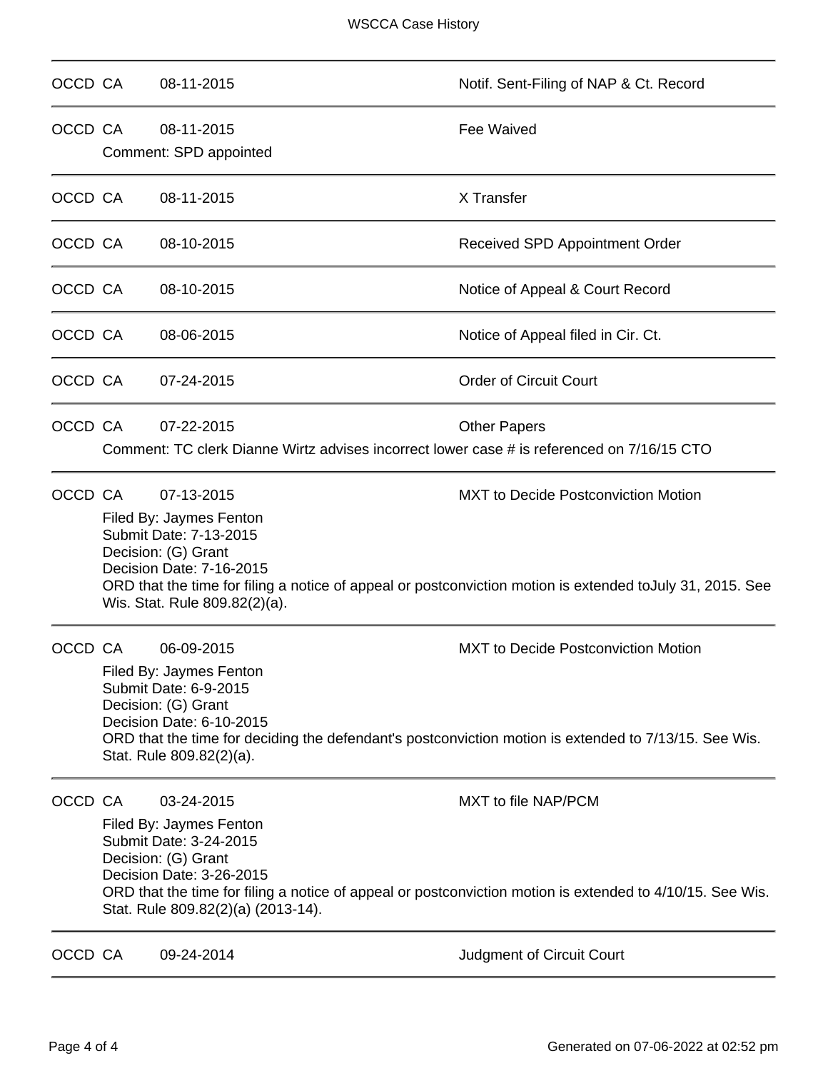| | | | |
|---|---|---|---|
| OCCD | CA | 08-11-2015 | Notif. Sent-Filing of NAP & Ct. Record |
| OCCD | CA | 08-11-2015<br>Comment: SPD appointed | Fee Waived |
| OCCD | CA | 08-11-2015 | X Transfer |
| OCCD | CA | 08-10-2015 | Received SPD Appointment Order |
| OCCD | CA | 08-10-2015 | Notice of Appeal & Court Record |
| OCCD | CA | 08-06-2015 | Notice of Appeal filed in Cir. Ct. |
| OCCD | CA | 07-24-2015 | Order of Circuit Court |
| OCCD | CA | 07-22-2015<br>Comment: TC clerk Dianne Wirtz advises incorrect lower case # is referenced on 7/16/15 CTO | Other Papers |
| OCCD | CA | 07-13-2015<br>Filed By: Jaymes Fenton<br>Submit Date: 7-13-2015<br>Decision: (G) Grant<br>Decision Date: 7-16-2015<br>ORD that the time for filing a notice of appeal or postconviction motion is extended toJuly 31, 2015. See Wis. Stat. Rule 809.82(2)(a). | MXT to Decide Postconviction Motion |
| OCCD | CA | 06-09-2015<br>Filed By: Jaymes Fenton<br>Submit Date: 6-9-2015<br>Decision: (G) Grant<br>Decision Date: 6-10-2015<br>ORD that the time for deciding the defendant's postconviction motion is extended to 7/13/15. See Wis. Stat. Rule 809.82(2)(a). | MXT to Decide Postconviction Motion |
| OCCD | CA | 03-24-2015<br>Filed By: Jaymes Fenton<br>Submit Date: 3-24-2015<br>Decision: (G) Grant<br>Decision Date: 3-26-2015<br>ORD that the time for filing a notice of appeal or postconviction motion is extended to 4/10/15. See Wis. Stat. Rule 809.82(2)(a) (2013-14). | MXT to file NAP/PCM |
| OCCD | CA | 09-24-2014 | Judgment of Circuit Court |